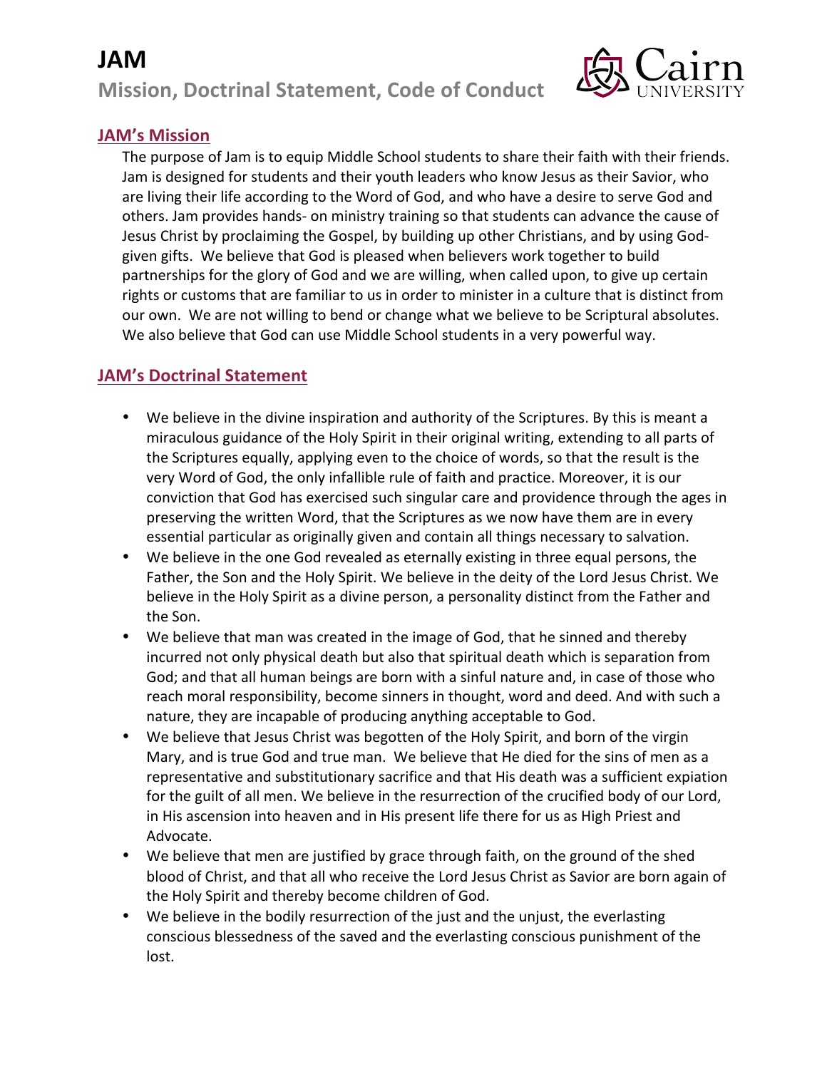# JAM

## Mission, Doctrinal Statement, Code of Conduct

Cairn UNIVERSITY

### JAM's Mission

The purpose of Jam is to equip Middle School students to share their faith with their friends. Jam is designed for students and their youth leaders who know Jesus as their Savior, who are living their life according to the Word of God, and who have a desire to serve God and others. Jam provides hands- on ministry training so that students can advance the cause of Jesus Christ by proclaiming the Gospel, by building up other Christians, and by using God-given gifts. We believe that God is pleased when believers work together to build partnerships for the glory of God and we are willing, when called upon, to give up certain rights or customs that are familiar to us in order to minister in a culture that is distinct from our own. We are not willing to bend or change what we believe to be Scriptural absolutes. We also believe that God can use Middle School students in a very powerful way.

### JAM's Doctrinal Statement

- We believe in the divine inspiration and authority of the Scriptures. By this is meant a miraculous guidance of the Holy Spirit in their original writing, extending to all parts of the Scriptures equally, applying even to the choice of words, so that the result is the very Word of God, the only infallible rule of faith and practice. Moreover, it is our conviction that God has exercised such singular care and providence through the ages in preserving the written Word, that the Scriptures as we now have them are in every essential particular as originally given and contain all things necessary to salvation.
- We believe in the one God revealed as eternally existing in three equal persons, the Father, the Son and the Holy Spirit. We believe in the deity of the Lord Jesus Christ. We believe in the Holy Spirit as a divine person, a personality distinct from the Father and the Son.
- We believe that man was created in the image of God, that he sinned and thereby incurred not only physical death but also that spiritual death which is separation from God; and that all human beings are born with a sinful nature and, in case of those who reach moral responsibility, become sinners in thought, word and deed. And with such a nature, they are incapable of producing anything acceptable to God.
- We believe that Jesus Christ was begotten of the Holy Spirit, and born of the virgin Mary, and is true God and true man. We believe that He died for the sins of men as a representative and substitutionary sacrifice and that His death was a sufficient expiation for the guilt of all men. We believe in the resurrection of the crucified body of our Lord, in His ascension into heaven and in His present life there for us as High Priest and Advocate.
- We believe that men are justified by grace through faith, on the ground of the shed blood of Christ, and that all who receive the Lord Jesus Christ as Savior are born again of the Holy Spirit and thereby become children of God.
- We believe in the bodily resurrection of the just and the unjust, the everlasting conscious blessedness of the saved and the everlasting conscious punishment of the lost.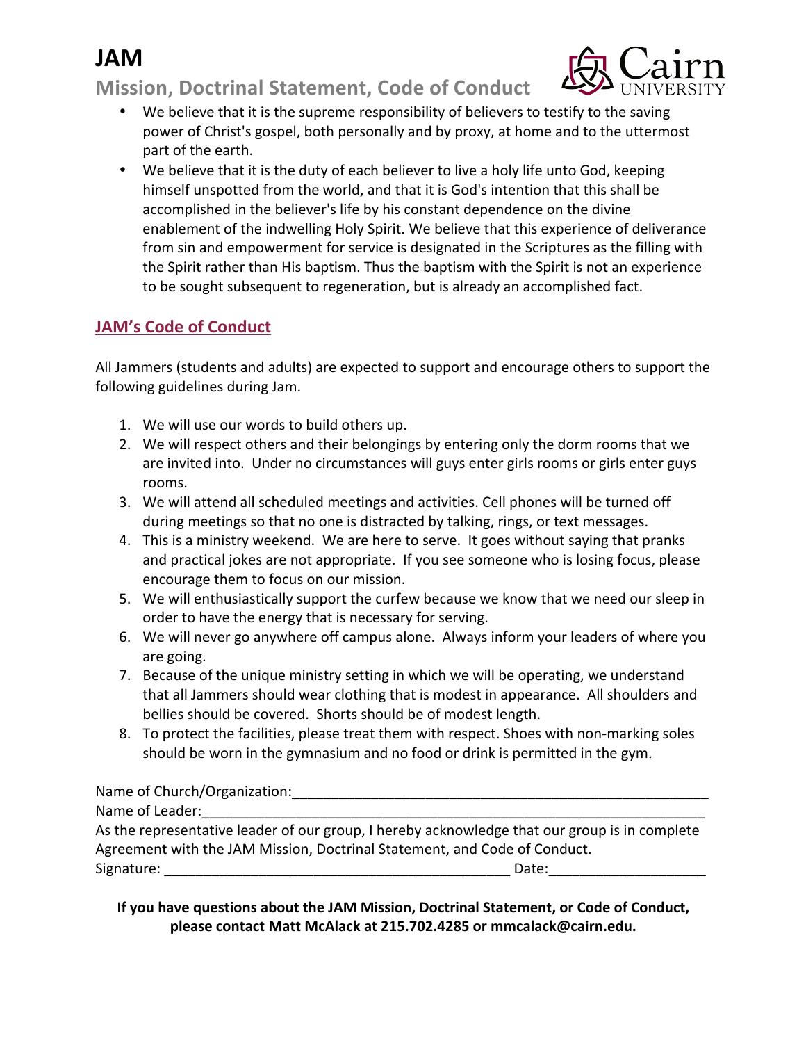# JAM

## Mission, Doctrinal Statement, Code of Conduct

- We believe that it is the supreme responsibility of believers to testify to the saving power of Christ's gospel, both personally and by proxy, at home and to the uttermost part of the earth.
- We believe that it is the duty of each believer to live a holy life unto God, keeping himself unspotted from the world, and that it is God's intention that this shall be accomplished in the believer's life by his constant dependence on the divine enablement of the indwelling Holy Spirit. We believe that this experience of deliverance from sin and empowerment for service is designated in the Scriptures as the filling with the Spirit rather than His baptism. Thus the baptism with the Spirit is not an experience to be sought subsequent to regeneration, but is already an accomplished fact.

### JAM's Code of Conduct

All Jammers (students and adults) are expected to support and encourage others to support the following guidelines during Jam.

1. We will use our words to build others up.
2. We will respect others and their belongings by entering only the dorm rooms that we are invited into. Under no circumstances will guys enter girls rooms or girls enter guys rooms.
3. We will attend all scheduled meetings and activities. Cell phones will be turned off during meetings so that no one is distracted by talking, rings, or text messages.
4. This is a ministry weekend. We are here to serve. It goes without saying that pranks and practical jokes are not appropriate. If you see someone who is losing focus, please encourage them to focus on our mission.
5. We will enthusiastically support the curfew because we know that we need our sleep in order to have the energy that is necessary for serving.
6. We will never go anywhere off campus alone. Always inform your leaders of where you are going.
7. Because of the unique ministry setting in which we will be operating, we understand that all Jammers should wear clothing that is modest in appearance. All shoulders and bellies should be covered. Shorts should be of modest length.
8. To protect the facilities, please treat them with respect. Shoes with non-marking soles should be worn in the gymnasium and no food or drink is permitted in the gym.

Name of Church/Organization:______________________________________________________

Name of Leader:_________________________________________________________________

As the representative leader of our group, I hereby acknowledge that our group is in complete Agreement with the JAM Mission, Doctrinal Statement, and Code of Conduct.

Signature: ____________________________________________ Date:___________________

**If you have questions about the JAM Mission, Doctrinal Statement, or Code of Conduct, please contact Matt McAlack at 215.702.4285 or mmcalack@cairn.edu.**